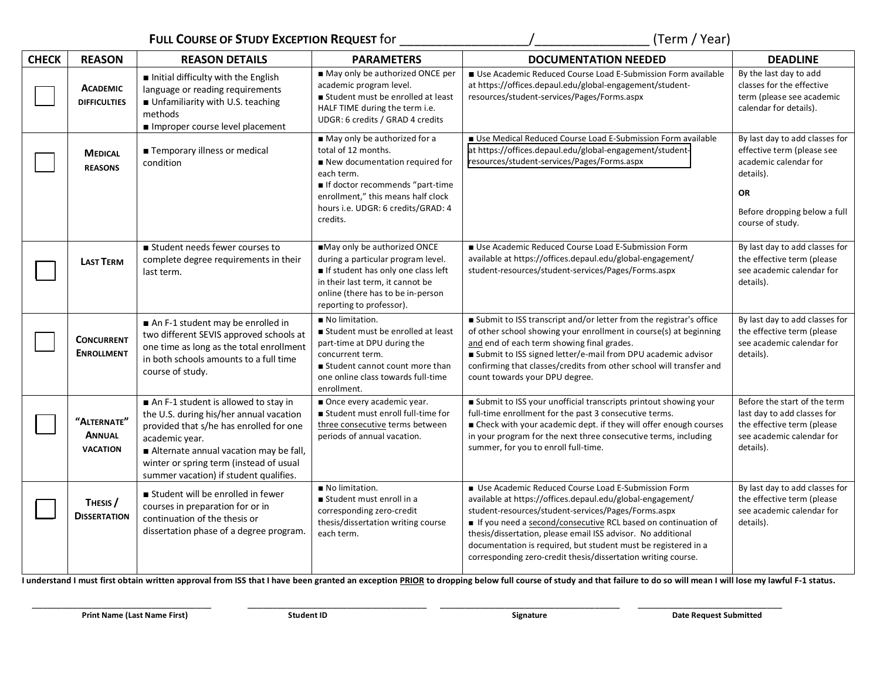# **Full Course of Study Exception Request** for ___________________/_________________ (Term / Year)

| CHECK | REASON | REASON DETAILS | PARAMETERS | DOCUMENTATION NEEDED | DEADLINE |
|---|---|---|---|---|---|
| ☐ | **Academic Difficulties** | ■ Initial difficulty with the English language or reading requirements<br>■ Unfamiliarity with U.S. teaching methods<br>■ Improper course level placement | ■ May only be authorized ONCE per academic program level.<br>■ Student must be enrolled at least HALF TIME during the term i.e. UDGR: 6 credits / GRAD 4 credits | ■ Use Academic Reduced Course Load E-Submission Form available at https://offices.depaul.edu/global-engagement/student-resources/student-services/Pages/Forms.aspx | By the last day to add classes for the effective term (please see academic calendar for details). |
| ☐ | **Medical Reasons** | ■ Temporary illness or medical condition | ■ May only be authorized for a total of 12 months.<br>■ New documentation required for each term.<br>■ If doctor recommends "part-time enrollment," this means half clock hours i.e. UDGR: 6 credits/GRAD: 4 credits. | ■ Use Medical Reduced Course Load E-Submission Form available at https://offices.depaul.edu/global-engagement/student-resources/student-services/Pages/Forms.aspx | By last day to add classes for effective term (please see academic calendar for details).<br>**OR**<br>Before dropping below a full course of study. |
| ☐ | **Last Term** | ■ Student needs fewer courses to complete degree requirements in their last term. | ■May only be authorized ONCE during a particular program level.<br>■ If student has only one class left in their last term, it cannot be online (there has to be in-person reporting to professor). | ■ Use Academic Reduced Course Load E-Submission Form available at https://offices.depaul.edu/global-engagement/student-resources/student-services/Pages/Forms.aspx | By last day to add classes for the effective term (please see academic calendar for details). |
| ☐ | **Concurrent Enrollment** | ■ An F-1 student may be enrolled in two different SEVIS approved schools at one time as long as the total enrollment in both schools amounts to a full time course of study. | ■ No limitation.<br>■ Student must be enrolled at least part-time at DPU during the concurrent term.<br>■ Student cannot count more than one online class towards full-time enrollment. | ■ Submit to ISS transcript and/or letter from the registrar's office of other school showing your enrollment in course(s) at beginning <u>and</u> end of each term showing final grades.<br>■ Submit to ISS signed letter/e-mail from DPU academic advisor confirming that classes/credits from other school will transfer and count towards your DPU degree. | By last day to add classes for the effective term (please see academic calendar for details). |
| ☐ | **"Alternate" Annual Vacation** | ■ An F-1 student is allowed to stay in the U.S. during his/her annual vacation provided that s/he has enrolled for one academic year.<br>■ Alternate annual vacation may be fall, winter or spring term (instead of usual summer vacation) if student qualifies. | ■ Once every academic year.<br>■ Student must enroll full-time for <u>three consecutive</u> terms between periods of annual vacation. | ■ Submit to ISS your unofficial transcripts printout showing your full-time enrollment for the past 3 consecutive terms.<br>■ Check with your academic dept. if they will offer enough courses in your program for the next three consecutive terms, including summer, for you to enroll full-time. | Before the start of the term last day to add classes for the effective term (please see academic calendar for details). |
| ☐ | **Thesis / Dissertation** | ■ Student will be enrolled in fewer courses in preparation for or in continuation of the thesis or dissertation phase of a degree program. | ■ No limitation.<br>■ Student must enroll in a corresponding zero-credit thesis/dissertation writing course each term. | ■ Use Academic Reduced Course Load E-Submission Form available at https://offices.depaul.edu/global-engagement/student-resources/student-services/Pages/Forms.aspx<br>■ If you need a <u>second/consecutive</u> RCL based on continuation of thesis/dissertation, please email ISS advisor. No additional documentation is required, but student must be registered in a corresponding zero-credit thesis/dissertation writing course. | By last day to add classes for the effective term (please see academic calendar for details). |

**I understand I must first obtain written approval from ISS that I have been granted an exception <u>PRIOR</u> to dropping below full course of study and that failure to do so will mean I will lose my lawful F-1 status.**

______________________________ ______________________________ ______________________________ ______________________________

**Print Name (Last Name First)** **Student ID** **Signature** **Date Request Submitted**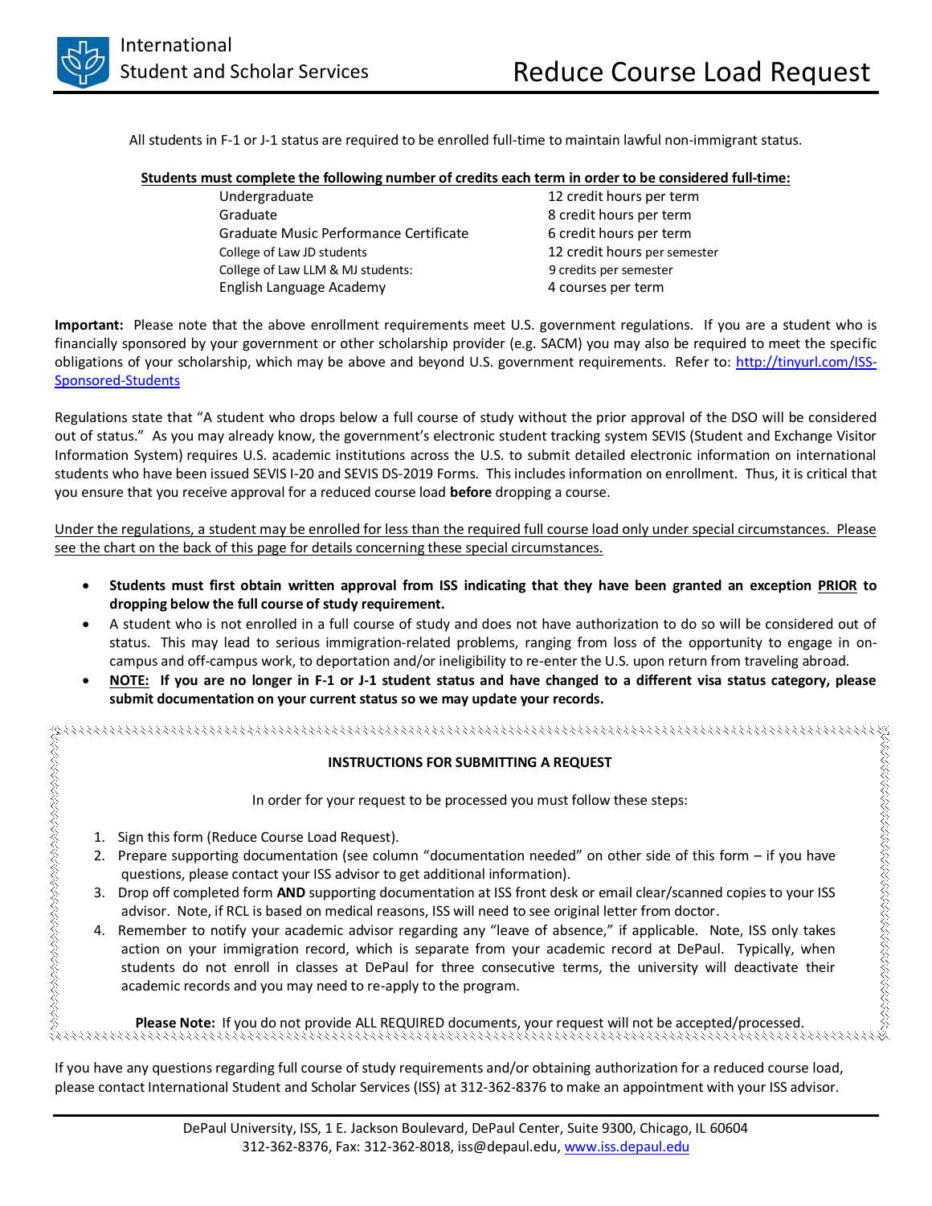# Reduce Course Load Request

International Student and Scholar Services

All students in F-1 or J-1 status are required to be enrolled full-time to maintain lawful non-immigrant status.

**Students must complete the following number of credits each term in order to be considered full-time:**

| | |
|---|---|
| Undergraduate | 12 credit hours per term |
| Graduate | 8 credit hours per term |
| Graduate Music Performance Certificate | 6 credit hours per term |
| College of Law JD students | 12 credit hours per semester |
| College of Law LLM & MJ students: | 9 credits per semester |
| English Language Academy | 4 courses per term |

**Important:** Please note that the above enrollment requirements meet U.S. government regulations. If you are a student who is financially sponsored by your government or other scholarship provider (e.g. SACM) you may also be required to meet the specific obligations of your scholarship, which may be above and beyond U.S. government requirements. Refer to: http://tinyurl.com/ISS-Sponsored-Students

Regulations state that "A student who drops below a full course of study without the prior approval of the DSO will be considered out of status." As you may already know, the government's electronic student tracking system SEVIS (Student and Exchange Visitor Information System) requires U.S. academic institutions across the U.S. to submit detailed electronic information on international students who have been issued SEVIS I-20 and SEVIS DS-2019 Forms. This includes information on enrollment. Thus, it is critical that you ensure that you receive approval for a reduced course load **before** dropping a course.

Under the regulations, a student may be enrolled for less than the required full course load only under special circumstances. Please see the chart on the back of this page for details concerning these special circumstances.

- **Students must first obtain written approval from ISS indicating that they have been granted an exception PRIOR to dropping below the full course of study requirement.**
- A student who is not enrolled in a full course of study and does not have authorization to do so will be considered out of status. This may lead to serious immigration-related problems, ranging from loss of the opportunity to engage in on-campus and off-campus work, to deportation and/or ineligibility to re-enter the U.S. upon return from traveling abroad.
- **NOTE: If you are no longer in F-1 or J-1 student status and have changed to a different visa status category, please submit documentation on your current status so we may update your records.**

**INSTRUCTIONS FOR SUBMITTING A REQUEST**

In order for your request to be processed you must follow these steps:

1. Sign this form (Reduce Course Load Request).
2. Prepare supporting documentation (see column "documentation needed" on other side of this form – if you have questions, please contact your ISS advisor to get additional information).
3. Drop off completed form **AND** supporting documentation at ISS front desk or email clear/scanned copies to your ISS advisor. Note, if RCL is based on medical reasons, ISS will need to see original letter from doctor.
4. Remember to notify your academic advisor regarding any "leave of absence," if applicable. Note, ISS only takes action on your immigration record, which is separate from your academic record at DePaul. Typically, when students do not enroll in classes at DePaul for three consecutive terms, the university will deactivate their academic records and you may need to re-apply to the program.

**Please Note:** If you do not provide ALL REQUIRED documents, your request will not be accepted/processed.

If you have any questions regarding full course of study requirements and/or obtaining authorization for a reduced course load, please contact International Student and Scholar Services (ISS) at 312-362-8376 to make an appointment with your ISS advisor.

DePaul University, ISS, 1 E. Jackson Boulevard, DePaul Center, Suite 9300, Chicago, IL 60604
312-362-8376, Fax: 312-362-8018, iss@depaul.edu, www.iss.depaul.edu